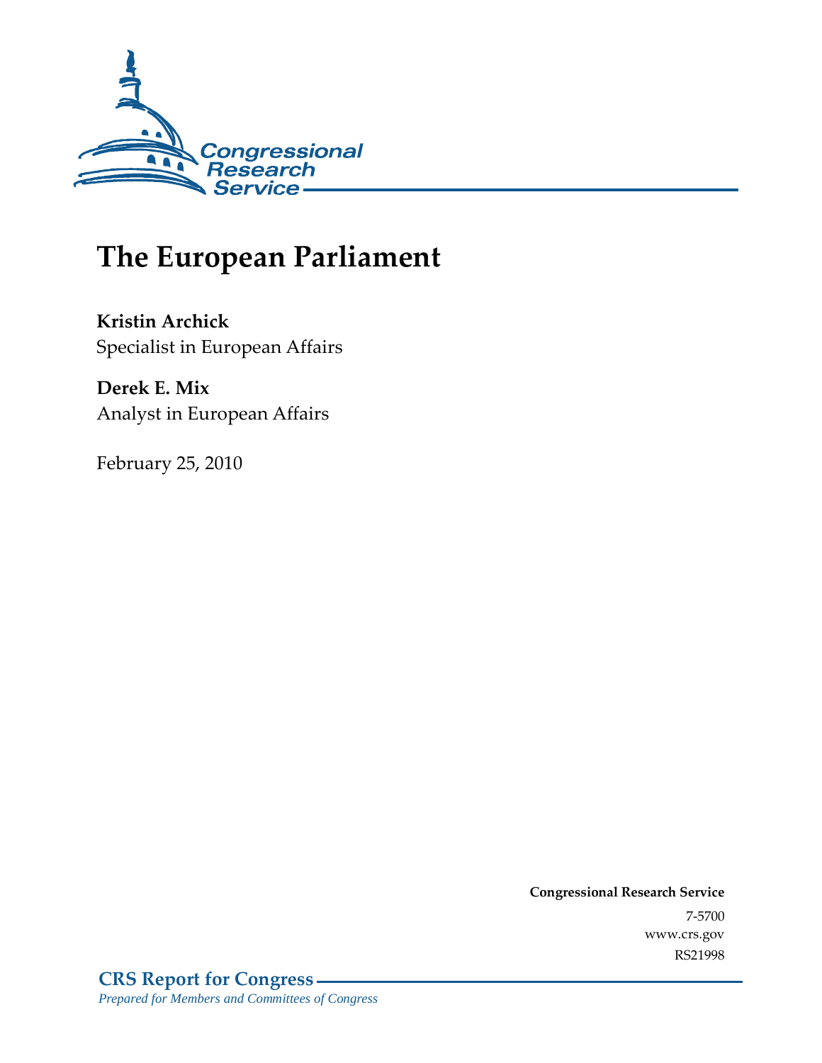# The European Parliament

**Kristin Archick**
Specialist in European Affairs

**Derek E. Mix**
Analyst in European Affairs

February 25, 2010

**Congressional Research Service**
7-5700
www.crs.gov
RS21998

**CRS Report for Congress**
*Prepared for Members and Committees of Congress*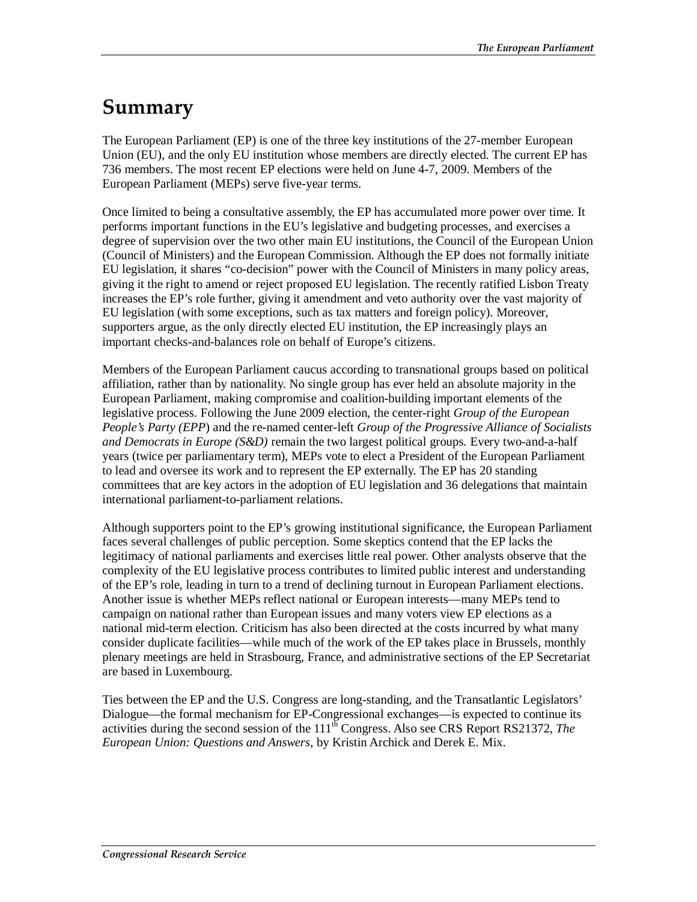# Summary

The European Parliament (EP) is one of the three key institutions of the 27-member European Union (EU), and the only EU institution whose members are directly elected. The current EP has 736 members. The most recent EP elections were held on June 4-7, 2009. Members of the European Parliament (MEPs) serve five-year terms.

Once limited to being a consultative assembly, the EP has accumulated more power over time. It performs important functions in the EU's legislative and budgeting processes, and exercises a degree of supervision over the two other main EU institutions, the Council of the European Union (Council of Ministers) and the European Commission. Although the EP does not formally initiate EU legislation, it shares "co-decision" power with the Council of Ministers in many policy areas, giving it the right to amend or reject proposed EU legislation. The recently ratified Lisbon Treaty increases the EP's role further, giving it amendment and veto authority over the vast majority of EU legislation (with some exceptions, such as tax matters and foreign policy). Moreover, supporters argue, as the only directly elected EU institution, the EP increasingly plays an important checks-and-balances role on behalf of Europe's citizens.

Members of the European Parliament caucus according to transnational groups based on political affiliation, rather than by nationality. No single group has ever held an absolute majority in the European Parliament, making compromise and coalition-building important elements of the legislative process. Following the June 2009 election, the center-right *Group of the European People's Party (EPP)* and the re-named center-left *Group of the Progressive Alliance of Socialists and Democrats in Europe (S&D)* remain the two largest political groups. Every two-and-a-half years (twice per parliamentary term), MEPs vote to elect a President of the European Parliament to lead and oversee its work and to represent the EP externally. The EP has 20 standing committees that are key actors in the adoption of EU legislation and 36 delegations that maintain international parliament-to-parliament relations.

Although supporters point to the EP's growing institutional significance, the European Parliament faces several challenges of public perception. Some skeptics contend that the EP lacks the legitimacy of national parliaments and exercises little real power. Other analysts observe that the complexity of the EU legislative process contributes to limited public interest and understanding of the EP's role, leading in turn to a trend of declining turnout in European Parliament elections. Another issue is whether MEPs reflect national or European interests—many MEPs tend to campaign on national rather than European issues and many voters view EP elections as a national mid-term election. Criticism has also been directed at the costs incurred by what many consider duplicate facilities—while much of the work of the EP takes place in Brussels, monthly plenary meetings are held in Strasbourg, France, and administrative sections of the EP Secretariat are based in Luxembourg.

Ties between the EP and the U.S. Congress are long-standing, and the Transatlantic Legislators' Dialogue—the formal mechanism for EP-Congressional exchanges—is expected to continue its activities during the second session of the 111th Congress. Also see CRS Report RS21372, *The European Union: Questions and Answers*, by Kristin Archick and Derek E. Mix.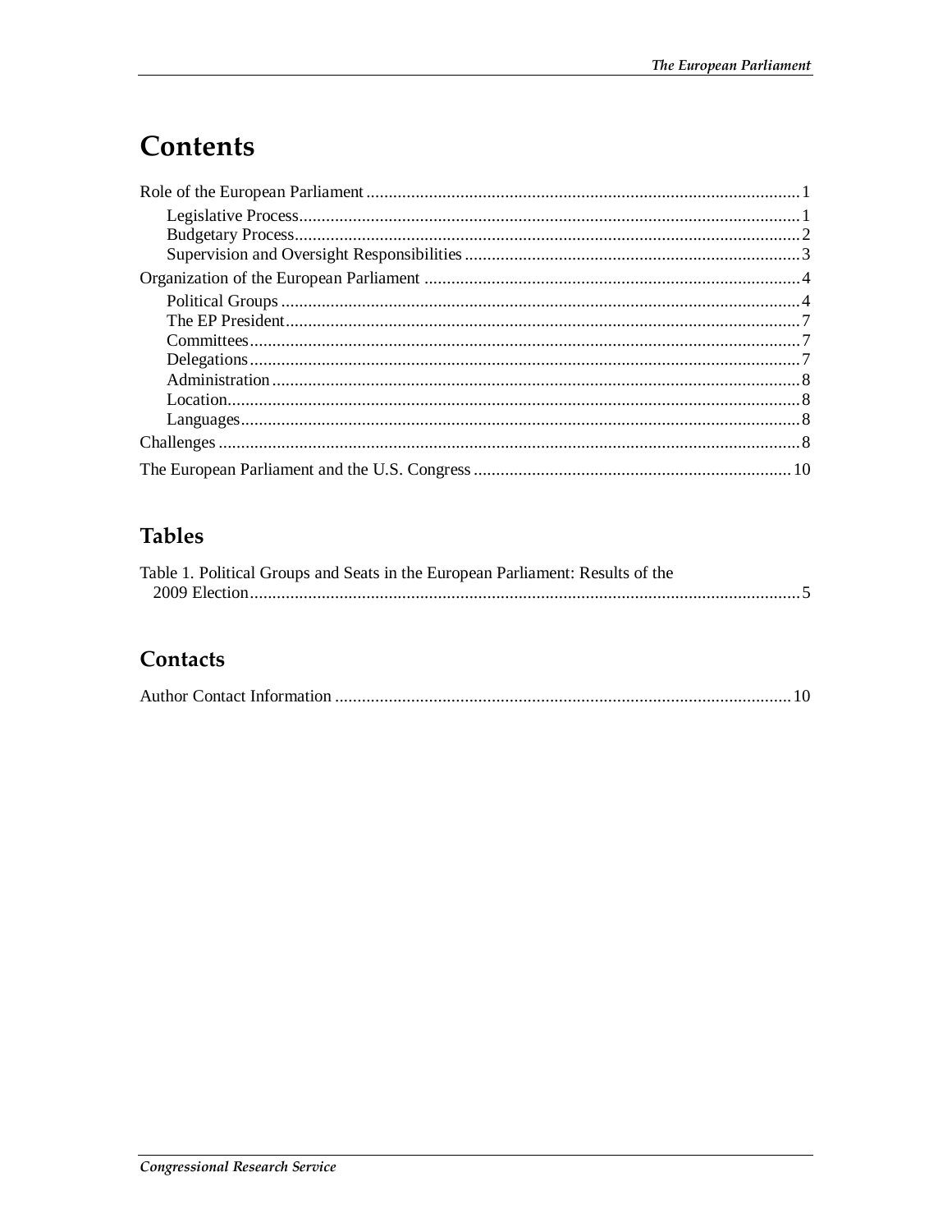# Contents

Role of the European Parliament ........................................................................................ 1

- Legislative Process ........................................................................................ 1
- Budgetary Process ........................................................................................ 2
- Supervision and Oversight Responsibilities ........................................................................................ 3

Organization of the European Parliament ........................................................................................ 4

- Political Groups ........................................................................................ 4
- The EP President ........................................................................................ 7
- Committees ........................................................................................ 7
- Delegations ........................................................................................ 7
- Administration ........................................................................................ 8
- Location ........................................................................................ 8
- Languages ........................................................................................ 8

Challenges ........................................................................................ 8

The European Parliament and the U.S. Congress ........................................................................................ 10

## Tables

Table 1. Political Groups and Seats in the European Parliament: Results of the 2009 Election ........................................................................................ 5

## Contacts

Author Contact Information ........................................................................................ 10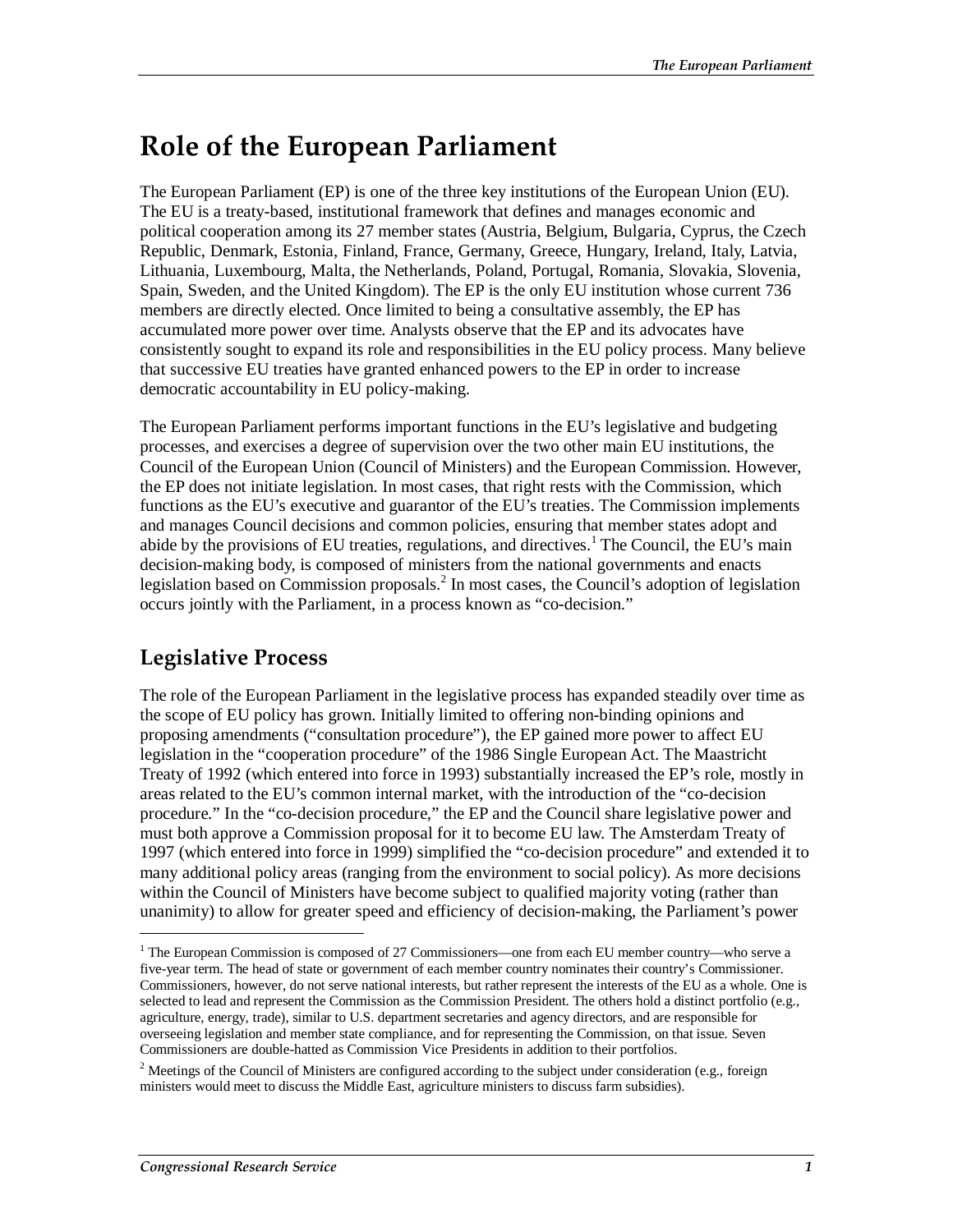# Role of the European Parliament

The European Parliament (EP) is one of the three key institutions of the European Union (EU). The EU is a treaty-based, institutional framework that defines and manages economic and political cooperation among its 27 member states (Austria, Belgium, Bulgaria, Cyprus, the Czech Republic, Denmark, Estonia, Finland, France, Germany, Greece, Hungary, Ireland, Italy, Latvia, Lithuania, Luxembourg, Malta, the Netherlands, Poland, Portugal, Romania, Slovakia, Slovenia, Spain, Sweden, and the United Kingdom). The EP is the only EU institution whose current 736 members are directly elected. Once limited to being a consultative assembly, the EP has accumulated more power over time. Analysts observe that the EP and its advocates have consistently sought to expand its role and responsibilities in the EU policy process. Many believe that successive EU treaties have granted enhanced powers to the EP in order to increase democratic accountability in EU policy-making.

The European Parliament performs important functions in the EU's legislative and budgeting processes, and exercises a degree of supervision over the two other main EU institutions, the Council of the European Union (Council of Ministers) and the European Commission. However, the EP does not initiate legislation. In most cases, that right rests with the Commission, which functions as the EU's executive and guarantor of the EU's treaties. The Commission implements and manages Council decisions and common policies, ensuring that member states adopt and abide by the provisions of EU treaties, regulations, and directives.[1] The Council, the EU's main decision-making body, is composed of ministers from the national governments and enacts legislation based on Commission proposals.[2] In most cases, the Council's adoption of legislation occurs jointly with the Parliament, in a process known as "co-decision."

## Legislative Process

The role of the European Parliament in the legislative process has expanded steadily over time as the scope of EU policy has grown. Initially limited to offering non-binding opinions and proposing amendments ("consultation procedure"), the EP gained more power to affect EU legislation in the "cooperation procedure" of the 1986 Single European Act. The Maastricht Treaty of 1992 (which entered into force in 1993) substantially increased the EP's role, mostly in areas related to the EU's common internal market, with the introduction of the "co-decision procedure." In the "co-decision procedure," the EP and the Council share legislative power and must both approve a Commission proposal for it to become EU law. The Amsterdam Treaty of 1997 (which entered into force in 1999) simplified the "co-decision procedure" and extended it to many additional policy areas (ranging from the environment to social policy). As more decisions within the Council of Ministers have become subject to qualified majority voting (rather than unanimity) to allow for greater speed and efficiency of decision-making, the Parliament's power

[1] The European Commission is composed of 27 Commissioners—one from each EU member country—who serve a five-year term. The head of state or government of each member country nominates their country's Commissioner. Commissioners, however, do not serve national interests, but rather represent the interests of the EU as a whole. One is selected to lead and represent the Commission as the Commission President. The others hold a distinct portfolio (e.g., agriculture, energy, trade), similar to U.S. department secretaries and agency directors, and are responsible for overseeing legislation and member state compliance, and for representing the Commission, on that issue. Seven Commissioners are double-hatted as Commission Vice Presidents in addition to their portfolios.

[2] Meetings of the Council of Ministers are configured according to the subject under consideration (e.g., foreign ministers would meet to discuss the Middle East, agriculture ministers to discuss farm subsidies).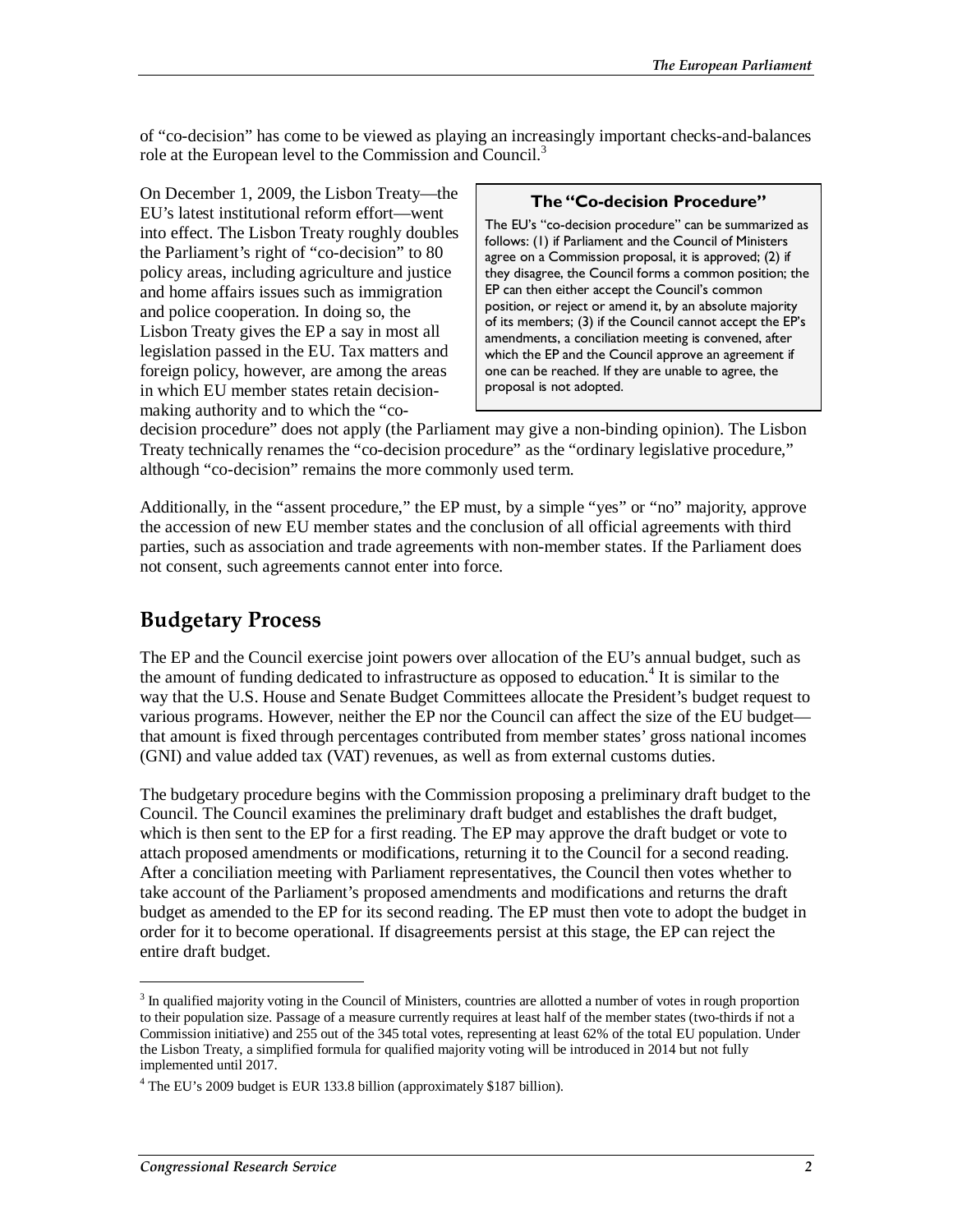of "co-decision" has come to be viewed as playing an increasingly important checks-and-balances role at the European level to the Commission and Council.[3]

On December 1, 2009, the Lisbon Treaty—the EU's latest institutional reform effort—went into effect. The Lisbon Treaty roughly doubles the Parliament's right of "co-decision" to 80 policy areas, including agriculture and justice and home affairs issues such as immigration and police cooperation. In doing so, the Lisbon Treaty gives the EP a say in most all legislation passed in the EU. Tax matters and foreign policy, however, are among the areas in which EU member states retain decision-making authority and to which the "co-decision procedure" does not apply (the Parliament may give a non-binding opinion). The Lisbon Treaty technically renames the "co-decision procedure" as the "ordinary legislative procedure," although "co-decision" remains the more commonly used term.

> **The "Co-decision Procedure"**
>
> The EU's "co-decision procedure" can be summarized as follows: (1) if Parliament and the Council of Ministers agree on a Commission proposal, it is approved; (2) if they disagree, the Council forms a common position; the EP can then either accept the Council's common position, or reject or amend it, by an absolute majority of its members; (3) if the Council cannot accept the EP's amendments, a conciliation meeting is convened, after which the EP and the Council approve an agreement if one can be reached. If they are unable to agree, the proposal is not adopted.

Additionally, in the "assent procedure," the EP must, by a simple "yes" or "no" majority, approve the accession of new EU member states and the conclusion of all official agreements with third parties, such as association and trade agreements with non-member states. If the Parliament does not consent, such agreements cannot enter into force.

## Budgetary Process

The EP and the Council exercise joint powers over allocation of the EU's annual budget, such as the amount of funding dedicated to infrastructure as opposed to education.[4] It is similar to the way that the U.S. House and Senate Budget Committees allocate the President's budget request to various programs. However, neither the EP nor the Council can affect the size of the EU budget—that amount is fixed through percentages contributed from member states' gross national incomes (GNI) and value added tax (VAT) revenues, as well as from external customs duties.

The budgetary procedure begins with the Commission proposing a preliminary draft budget to the Council. The Council examines the preliminary draft budget and establishes the draft budget, which is then sent to the EP for a first reading. The EP may approve the draft budget or vote to attach proposed amendments or modifications, returning it to the Council for a second reading. After a conciliation meeting with Parliament representatives, the Council then votes whether to take account of the Parliament's proposed amendments and modifications and returns the draft budget as amended to the EP for its second reading. The EP must then vote to adopt the budget in order for it to become operational. If disagreements persist at this stage, the EP can reject the entire draft budget.

---

[3] In qualified majority voting in the Council of Ministers, countries are allotted a number of votes in rough proportion to their population size. Passage of a measure currently requires at least half of the member states (two-thirds if not a Commission initiative) and 255 out of the 345 total votes, representing at least 62% of the total EU population. Under the Lisbon Treaty, a simplified formula for qualified majority voting will be introduced in 2014 but not fully implemented until 2017.

[4] The EU's 2009 budget is EUR 133.8 billion (approximately $187 billion).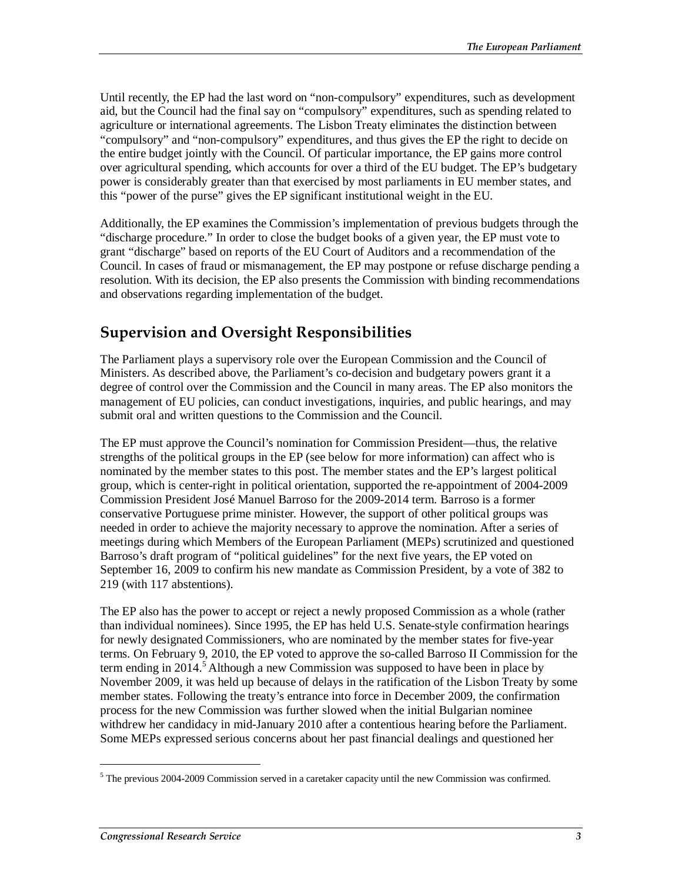Until recently, the EP had the last word on "non-compulsory" expenditures, such as development aid, but the Council had the final say on "compulsory" expenditures, such as spending related to agriculture or international agreements. The Lisbon Treaty eliminates the distinction between "compulsory" and "non-compulsory" expenditures, and thus gives the EP the right to decide on the entire budget jointly with the Council. Of particular importance, the EP gains more control over agricultural spending, which accounts for over a third of the EU budget. The EP's budgetary power is considerably greater than that exercised by most parliaments in EU member states, and this "power of the purse" gives the EP significant institutional weight in the EU.

Additionally, the EP examines the Commission's implementation of previous budgets through the "discharge procedure." In order to close the budget books of a given year, the EP must vote to grant "discharge" based on reports of the EU Court of Auditors and a recommendation of the Council. In cases of fraud or mismanagement, the EP may postpone or refuse discharge pending a resolution. With its decision, the EP also presents the Commission with binding recommendations and observations regarding implementation of the budget.

## Supervision and Oversight Responsibilities

The Parliament plays a supervisory role over the European Commission and the Council of Ministers. As described above, the Parliament's co-decision and budgetary powers grant it a degree of control over the Commission and the Council in many areas. The EP also monitors the management of EU policies, can conduct investigations, inquiries, and public hearings, and may submit oral and written questions to the Commission and the Council.

The EP must approve the Council's nomination for Commission President—thus, the relative strengths of the political groups in the EP (see below for more information) can affect who is nominated by the member states to this post. The member states and the EP's largest political group, which is center-right in political orientation, supported the re-appointment of 2004-2009 Commission President José Manuel Barroso for the 2009-2014 term. Barroso is a former conservative Portuguese prime minister. However, the support of other political groups was needed in order to achieve the majority necessary to approve the nomination. After a series of meetings during which Members of the European Parliament (MEPs) scrutinized and questioned Barroso's draft program of "political guidelines" for the next five years, the EP voted on September 16, 2009 to confirm his new mandate as Commission President, by a vote of 382 to 219 (with 117 abstentions).

The EP also has the power to accept or reject a newly proposed Commission as a whole (rather than individual nominees). Since 1995, the EP has held U.S. Senate-style confirmation hearings for newly designated Commissioners, who are nominated by the member states for five-year terms. On February 9, 2010, the EP voted to approve the so-called Barroso II Commission for the term ending in 2014.[5] Although a new Commission was supposed to have been in place by November 2009, it was held up because of delays in the ratification of the Lisbon Treaty by some member states. Following the treaty's entrance into force in December 2009, the confirmation process for the new Commission was further slowed when the initial Bulgarian nominee withdrew her candidacy in mid-January 2010 after a contentious hearing before the Parliament. Some MEPs expressed serious concerns about her past financial dealings and questioned her

[5] The previous 2004-2009 Commission served in a caretaker capacity until the new Commission was confirmed.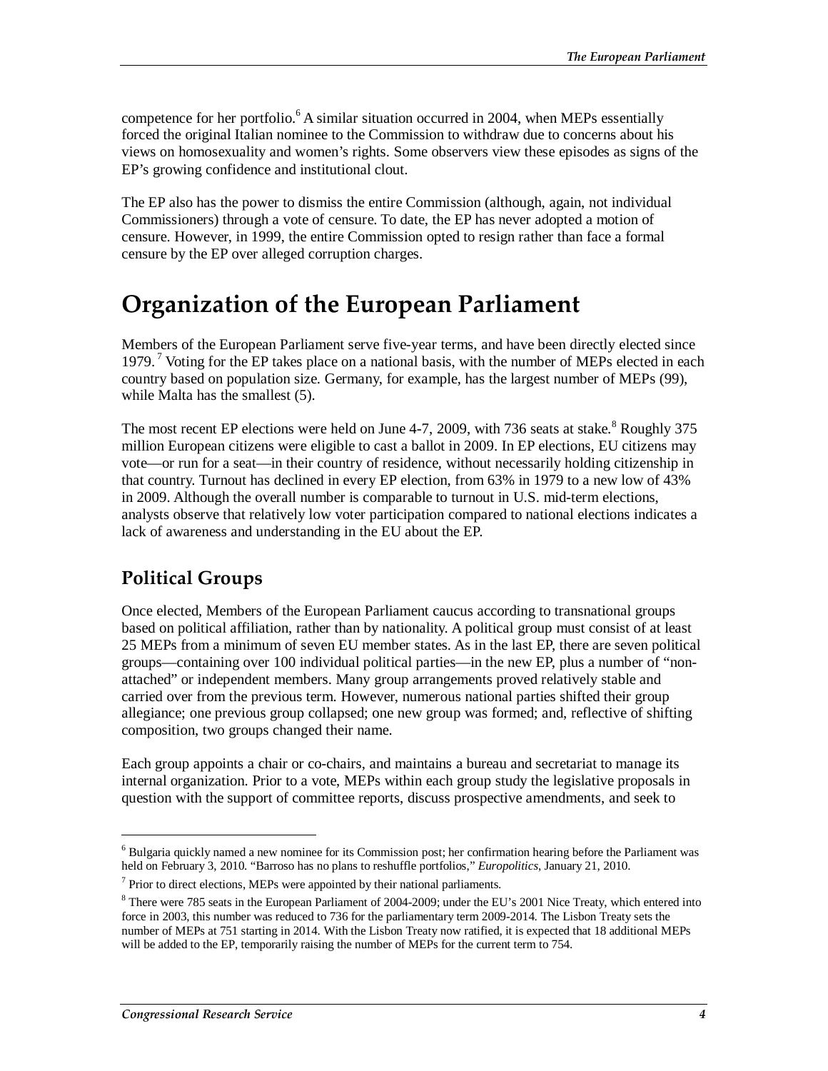competence for her portfolio.[6] A similar situation occurred in 2004, when MEPs essentially forced the original Italian nominee to the Commission to withdraw due to concerns about his views on homosexuality and women's rights. Some observers view these episodes as signs of the EP's growing confidence and institutional clout.

The EP also has the power to dismiss the entire Commission (although, again, not individual Commissioners) through a vote of censure. To date, the EP has never adopted a motion of censure. However, in 1999, the entire Commission opted to resign rather than face a formal censure by the EP over alleged corruption charges.

# Organization of the European Parliament

Members of the European Parliament serve five-year terms, and have been directly elected since 1979.[7] Voting for the EP takes place on a national basis, with the number of MEPs elected in each country based on population size. Germany, for example, has the largest number of MEPs (99), while Malta has the smallest (5).

The most recent EP elections were held on June 4-7, 2009, with 736 seats at stake.[8] Roughly 375 million European citizens were eligible to cast a ballot in 2009. In EP elections, EU citizens may vote—or run for a seat—in their country of residence, without necessarily holding citizenship in that country. Turnout has declined in every EP election, from 63% in 1979 to a new low of 43% in 2009. Although the overall number is comparable to turnout in U.S. mid-term elections, analysts observe that relatively low voter participation compared to national elections indicates a lack of awareness and understanding in the EU about the EP.

## Political Groups

Once elected, Members of the European Parliament caucus according to transnational groups based on political affiliation, rather than by nationality. A political group must consist of at least 25 MEPs from a minimum of seven EU member states. As in the last EP, there are seven political groups—containing over 100 individual political parties—in the new EP, plus a number of "non-attached" or independent members. Many group arrangements proved relatively stable and carried over from the previous term. However, numerous national parties shifted their group allegiance; one previous group collapsed; one new group was formed; and, reflective of shifting composition, two groups changed their name.

Each group appoints a chair or co-chairs, and maintains a bureau and secretariat to manage its internal organization. Prior to a vote, MEPs within each group study the legislative proposals in question with the support of committee reports, discuss prospective amendments, and seek to

---

[6] Bulgaria quickly named a new nominee for its Commission post; her confirmation hearing before the Parliament was held on February 3, 2010. "Barroso has no plans to reshuffle portfolios," *Europolitics*, January 21, 2010.

[7] Prior to direct elections, MEPs were appointed by their national parliaments.

[8] There were 785 seats in the European Parliament of 2004-2009; under the EU's 2001 Nice Treaty, which entered into force in 2003, this number was reduced to 736 for the parliamentary term 2009-2014. The Lisbon Treaty sets the number of MEPs at 751 starting in 2014. With the Lisbon Treaty now ratified, it is expected that 18 additional MEPs will be added to the EP, temporarily raising the number of MEPs for the current term to 754.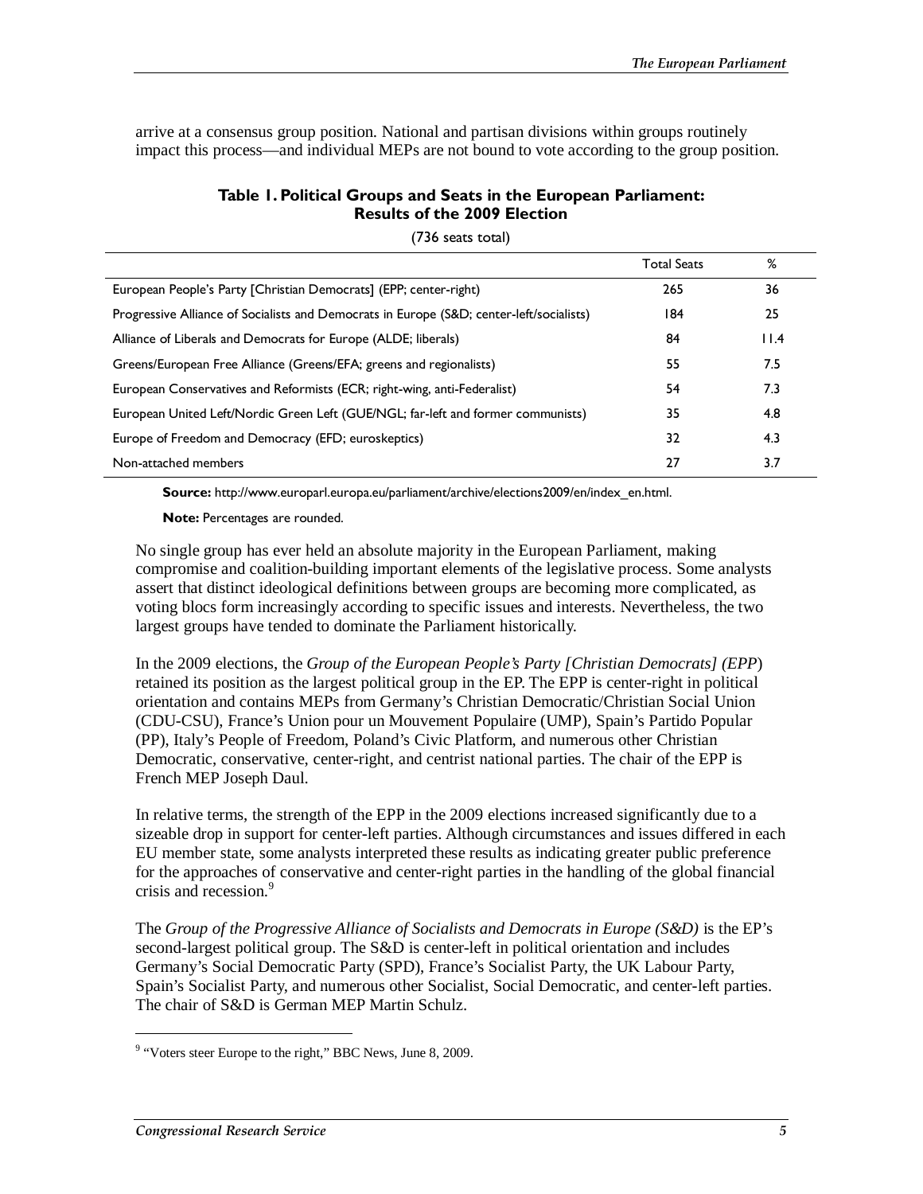arrive at a consensus group position. National and partisan divisions within groups routinely impact this process—and individual MEPs are not bound to vote according to the group position.

**Table 1. Political Groups and Seats in the European Parliament: Results of the 2009 Election**

(736 seats total)

| | Total Seats | % |
|---|---|---|
| European People's Party [Christian Democrats] (EPP; center-right) | 265 | 36 |
| Progressive Alliance of Socialists and Democrats in Europe (S&D; center-left/socialists) | 184 | 25 |
| Alliance of Liberals and Democrats for Europe (ALDE; liberals) | 84 | 11.4 |
| Greens/European Free Alliance (Greens/EFA; greens and regionalists) | 55 | 7.5 |
| European Conservatives and Reformists (ECR; right-wing, anti-Federalist) | 54 | 7.3 |
| European United Left/Nordic Green Left (GUE/NGL; far-left and former communists) | 35 | 4.8 |
| Europe of Freedom and Democracy (EFD; euroskeptics) | 32 | 4.3 |
| Non-attached members | 27 | 3.7 |

**Source:** http://www.europarl.europa.eu/parliament/archive/elections2009/en/index_en.html.

**Note:** Percentages are rounded.

No single group has ever held an absolute majority in the European Parliament, making compromise and coalition-building important elements of the legislative process. Some analysts assert that distinct ideological definitions between groups are becoming more complicated, as voting blocs form increasingly according to specific issues and interests. Nevertheless, the two largest groups have tended to dominate the Parliament historically.

In the 2009 elections, the *Group of the European People's Party [Christian Democrats] (EPP)* retained its position as the largest political group in the EP. The EPP is center-right in political orientation and contains MEPs from Germany's Christian Democratic/Christian Social Union (CDU-CSU), France's Union pour un Mouvement Populaire (UMP), Spain's Partido Popular (PP), Italy's People of Freedom, Poland's Civic Platform, and numerous other Christian Democratic, conservative, center-right, and centrist national parties. The chair of the EPP is French MEP Joseph Daul.

In relative terms, the strength of the EPP in the 2009 elections increased significantly due to a sizeable drop in support for center-left parties. Although circumstances and issues differed in each EU member state, some analysts interpreted these results as indicating greater public preference for the approaches of conservative and center-right parties in the handling of the global financial crisis and recession.[9]

The *Group of the Progressive Alliance of Socialists and Democrats in Europe (S&D)* is the EP's second-largest political group. The S&D is center-left in political orientation and includes Germany's Social Democratic Party (SPD), France's Socialist Party, the UK Labour Party, Spain's Socialist Party, and numerous other Socialist, Social Democratic, and center-left parties. The chair of S&D is German MEP Martin Schulz.

[9] "Voters steer Europe to the right," BBC News, June 8, 2009.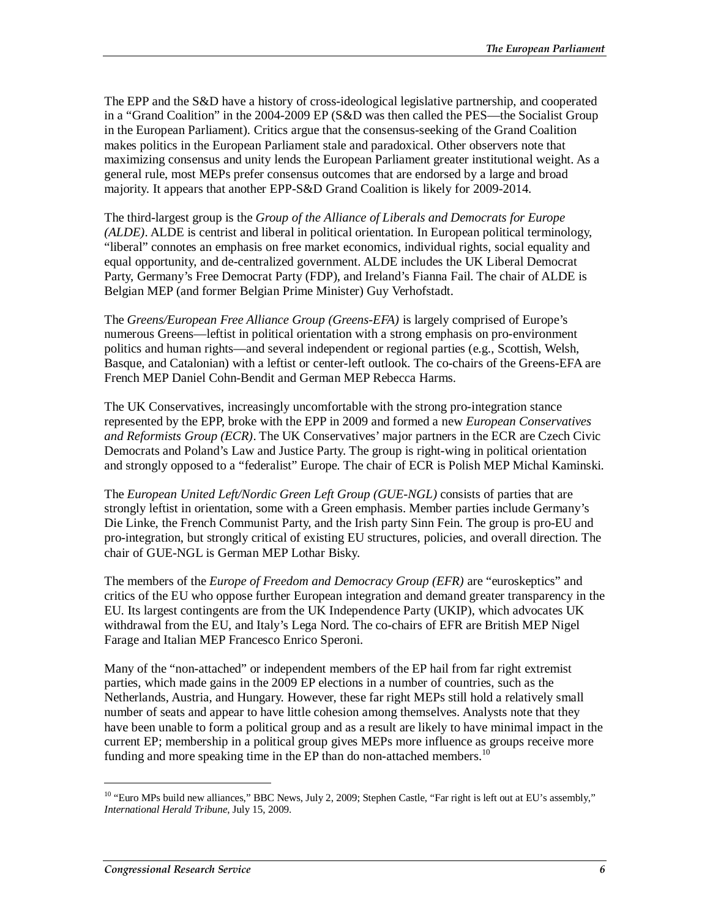The EPP and the S&D have a history of cross-ideological legislative partnership, and cooperated in a "Grand Coalition" in the 2004-2009 EP (S&D was then called the PES—the Socialist Group in the European Parliament). Critics argue that the consensus-seeking of the Grand Coalition makes politics in the European Parliament stale and paradoxical. Other observers note that maximizing consensus and unity lends the European Parliament greater institutional weight. As a general rule, most MEPs prefer consensus outcomes that are endorsed by a large and broad majority. It appears that another EPP-S&D Grand Coalition is likely for 2009-2014.

The third-largest group is the *Group of the Alliance of Liberals and Democrats for Europe (ALDE)*. ALDE is centrist and liberal in political orientation. In European political terminology, "liberal" connotes an emphasis on free market economics, individual rights, social equality and equal opportunity, and de-centralized government. ALDE includes the UK Liberal Democrat Party, Germany's Free Democrat Party (FDP), and Ireland's Fianna Fail. The chair of ALDE is Belgian MEP (and former Belgian Prime Minister) Guy Verhofstadt.

The *Greens/European Free Alliance Group (Greens-EFA)* is largely comprised of Europe's numerous Greens—leftist in political orientation with a strong emphasis on pro-environment politics and human rights—and several independent or regional parties (e.g., Scottish, Welsh, Basque, and Catalonian) with a leftist or center-left outlook. The co-chairs of the Greens-EFA are French MEP Daniel Cohn-Bendit and German MEP Rebecca Harms.

The UK Conservatives, increasingly uncomfortable with the strong pro-integration stance represented by the EPP, broke with the EPP in 2009 and formed a new *European Conservatives and Reformists Group (ECR)*. The UK Conservatives' major partners in the ECR are Czech Civic Democrats and Poland's Law and Justice Party. The group is right-wing in political orientation and strongly opposed to a "federalist" Europe. The chair of ECR is Polish MEP Michal Kaminski.

The *European United Left/Nordic Green Left Group (GUE-NGL)* consists of parties that are strongly leftist in orientation, some with a Green emphasis. Member parties include Germany's Die Linke, the French Communist Party, and the Irish party Sinn Fein. The group is pro-EU and pro-integration, but strongly critical of existing EU structures, policies, and overall direction. The chair of GUE-NGL is German MEP Lothar Bisky.

The members of the *Europe of Freedom and Democracy Group (EFR)* are "euroskeptics" and critics of the EU who oppose further European integration and demand greater transparency in the EU. Its largest contingents are from the UK Independence Party (UKIP), which advocates UK withdrawal from the EU, and Italy's Lega Nord. The co-chairs of EFR are British MEP Nigel Farage and Italian MEP Francesco Enrico Speroni.

Many of the "non-attached" or independent members of the EP hail from far right extremist parties, which made gains in the 2009 EP elections in a number of countries, such as the Netherlands, Austria, and Hungary. However, these far right MEPs still hold a relatively small number of seats and appear to have little cohesion among themselves. Analysts note that they have been unable to form a political group and as a result are likely to have minimal impact in the current EP; membership in a political group gives MEPs more influence as groups receive more funding and more speaking time in the EP than do non-attached members.[10]

[10] "Euro MPs build new alliances," BBC News, July 2, 2009; Stephen Castle, "Far right is left out at EU's assembly," *International Herald Tribune*, July 15, 2009.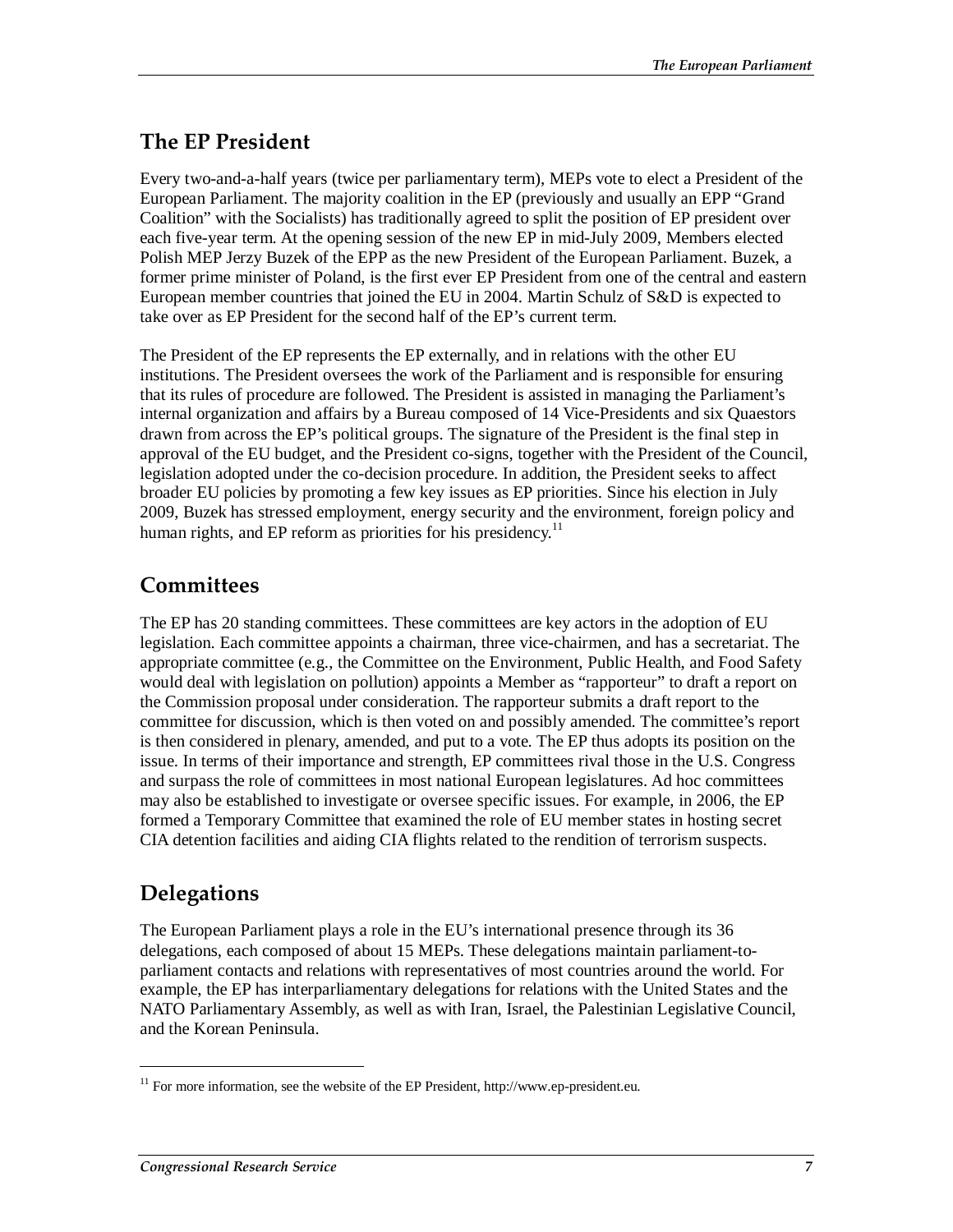## The EP President

Every two-and-a-half years (twice per parliamentary term), MEPs vote to elect a President of the European Parliament. The majority coalition in the EP (previously and usually an EPP "Grand Coalition" with the Socialists) has traditionally agreed to split the position of EP president over each five-year term. At the opening session of the new EP in mid-July 2009, Members elected Polish MEP Jerzy Buzek of the EPP as the new President of the European Parliament. Buzek, a former prime minister of Poland, is the first ever EP President from one of the central and eastern European member countries that joined the EU in 2004. Martin Schulz of S&D is expected to take over as EP President for the second half of the EP's current term.

The President of the EP represents the EP externally, and in relations with the other EU institutions. The President oversees the work of the Parliament and is responsible for ensuring that its rules of procedure are followed. The President is assisted in managing the Parliament's internal organization and affairs by a Bureau composed of 14 Vice-Presidents and six Quaestors drawn from across the EP's political groups. The signature of the President is the final step in approval of the EU budget, and the President co-signs, together with the President of the Council, legislation adopted under the co-decision procedure. In addition, the President seeks to affect broader EU policies by promoting a few key issues as EP priorities. Since his election in July 2009, Buzek has stressed employment, energy security and the environment, foreign policy and human rights, and EP reform as priorities for his presidency.[11]

## Committees

The EP has 20 standing committees. These committees are key actors in the adoption of EU legislation. Each committee appoints a chairman, three vice-chairmen, and has a secretariat. The appropriate committee (e.g., the Committee on the Environment, Public Health, and Food Safety would deal with legislation on pollution) appoints a Member as "rapporteur" to draft a report on the Commission proposal under consideration. The rapporteur submits a draft report to the committee for discussion, which is then voted on and possibly amended. The committee's report is then considered in plenary, amended, and put to a vote. The EP thus adopts its position on the issue. In terms of their importance and strength, EP committees rival those in the U.S. Congress and surpass the role of committees in most national European legislatures. Ad hoc committees may also be established to investigate or oversee specific issues. For example, in 2006, the EP formed a Temporary Committee that examined the role of EU member states in hosting secret CIA detention facilities and aiding CIA flights related to the rendition of terrorism suspects.

## Delegations

The European Parliament plays a role in the EU's international presence through its 36 delegations, each composed of about 15 MEPs. These delegations maintain parliament-to-parliament contacts and relations with representatives of most countries around the world. For example, the EP has interparliamentary delegations for relations with the United States and the NATO Parliamentary Assembly, as well as with Iran, Israel, the Palestinian Legislative Council, and the Korean Peninsula.

---

[11] For more information, see the website of the EP President, http://www.ep-president.eu.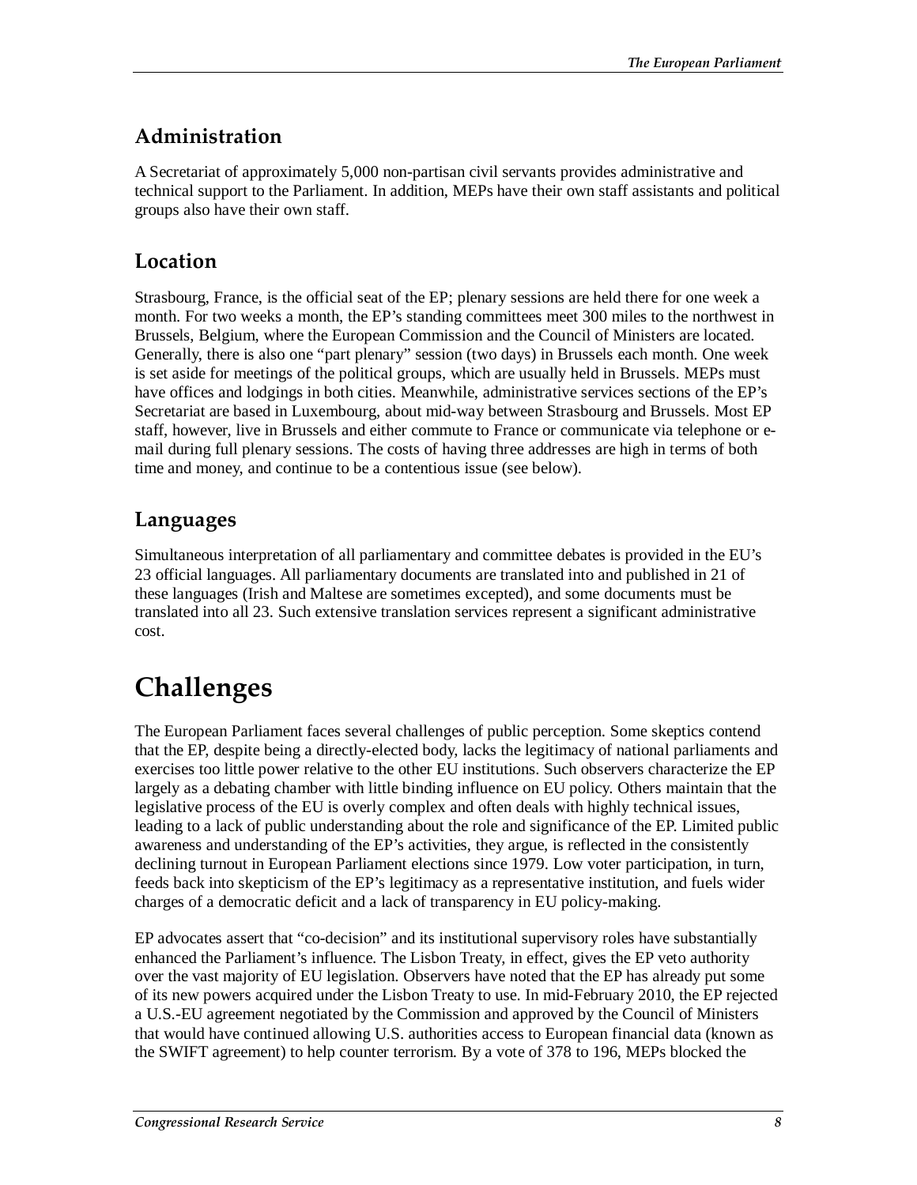## Administration

A Secretariat of approximately 5,000 non-partisan civil servants provides administrative and technical support to the Parliament. In addition, MEPs have their own staff assistants and political groups also have their own staff.

## Location

Strasbourg, France, is the official seat of the EP; plenary sessions are held there for one week a month. For two weeks a month, the EP's standing committees meet 300 miles to the northwest in Brussels, Belgium, where the European Commission and the Council of Ministers are located. Generally, there is also one "part plenary" session (two days) in Brussels each month. One week is set aside for meetings of the political groups, which are usually held in Brussels. MEPs must have offices and lodgings in both cities. Meanwhile, administrative services sections of the EP's Secretariat are based in Luxembourg, about mid-way between Strasbourg and Brussels. Most EP staff, however, live in Brussels and either commute to France or communicate via telephone or e-mail during full plenary sessions. The costs of having three addresses are high in terms of both time and money, and continue to be a contentious issue (see below).

## Languages

Simultaneous interpretation of all parliamentary and committee debates is provided in the EU's 23 official languages. All parliamentary documents are translated into and published in 21 of these languages (Irish and Maltese are sometimes excepted), and some documents must be translated into all 23. Such extensive translation services represent a significant administrative cost.

# Challenges

The European Parliament faces several challenges of public perception. Some skeptics contend that the EP, despite being a directly-elected body, lacks the legitimacy of national parliaments and exercises too little power relative to the other EU institutions. Such observers characterize the EP largely as a debating chamber with little binding influence on EU policy. Others maintain that the legislative process of the EU is overly complex and often deals with highly technical issues, leading to a lack of public understanding about the role and significance of the EP. Limited public awareness and understanding of the EP's activities, they argue, is reflected in the consistently declining turnout in European Parliament elections since 1979. Low voter participation, in turn, feeds back into skepticism of the EP's legitimacy as a representative institution, and fuels wider charges of a democratic deficit and a lack of transparency in EU policy-making.

EP advocates assert that "co-decision" and its institutional supervisory roles have substantially enhanced the Parliament's influence. The Lisbon Treaty, in effect, gives the EP veto authority over the vast majority of EU legislation. Observers have noted that the EP has already put some of its new powers acquired under the Lisbon Treaty to use. In mid-February 2010, the EP rejected a U.S.-EU agreement negotiated by the Commission and approved by the Council of Ministers that would have continued allowing U.S. authorities access to European financial data (known as the SWIFT agreement) to help counter terrorism. By a vote of 378 to 196, MEPs blocked the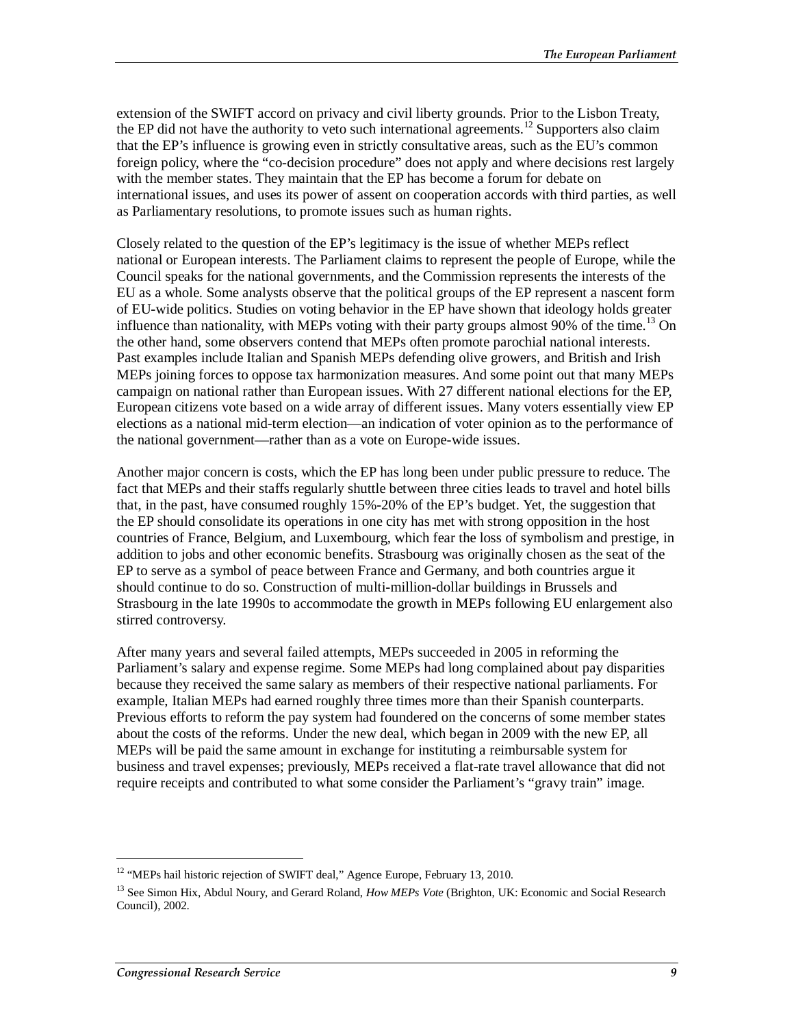extension of the SWIFT accord on privacy and civil liberty grounds. Prior to the Lisbon Treaty, the EP did not have the authority to veto such international agreements.[12] Supporters also claim that the EP's influence is growing even in strictly consultative areas, such as the EU's common foreign policy, where the "co-decision procedure" does not apply and where decisions rest largely with the member states. They maintain that the EP has become a forum for debate on international issues, and uses its power of assent on cooperation accords with third parties, as well as Parliamentary resolutions, to promote issues such as human rights.

Closely related to the question of the EP's legitimacy is the issue of whether MEPs reflect national or European interests. The Parliament claims to represent the people of Europe, while the Council speaks for the national governments, and the Commission represents the interests of the EU as a whole. Some analysts observe that the political groups of the EP represent a nascent form of EU-wide politics. Studies on voting behavior in the EP have shown that ideology holds greater influence than nationality, with MEPs voting with their party groups almost 90% of the time.[13] On the other hand, some observers contend that MEPs often promote parochial national interests. Past examples include Italian and Spanish MEPs defending olive growers, and British and Irish MEPs joining forces to oppose tax harmonization measures. And some point out that many MEPs campaign on national rather than European issues. With 27 different national elections for the EP, European citizens vote based on a wide array of different issues. Many voters essentially view EP elections as a national mid-term election—an indication of voter opinion as to the performance of the national government—rather than as a vote on Europe-wide issues.

Another major concern is costs, which the EP has long been under public pressure to reduce. The fact that MEPs and their staffs regularly shuttle between three cities leads to travel and hotel bills that, in the past, have consumed roughly 15%-20% of the EP's budget. Yet, the suggestion that the EP should consolidate its operations in one city has met with strong opposition in the host countries of France, Belgium, and Luxembourg, which fear the loss of symbolism and prestige, in addition to jobs and other economic benefits. Strasbourg was originally chosen as the seat of the EP to serve as a symbol of peace between France and Germany, and both countries argue it should continue to do so. Construction of multi-million-dollar buildings in Brussels and Strasbourg in the late 1990s to accommodate the growth in MEPs following EU enlargement also stirred controversy.

After many years and several failed attempts, MEPs succeeded in 2005 in reforming the Parliament's salary and expense regime. Some MEPs had long complained about pay disparities because they received the same salary as members of their respective national parliaments. For example, Italian MEPs had earned roughly three times more than their Spanish counterparts. Previous efforts to reform the pay system had foundered on the concerns of some member states about the costs of the reforms. Under the new deal, which began in 2009 with the new EP, all MEPs will be paid the same amount in exchange for instituting a reimbursable system for business and travel expenses; previously, MEPs received a flat-rate travel allowance that did not require receipts and contributed to what some consider the Parliament's "gravy train" image.

---

[12] "MEPs hail historic rejection of SWIFT deal," Agence Europe, February 13, 2010.

[13] See Simon Hix, Abdul Noury, and Gerard Roland, *How MEPs Vote* (Brighton, UK: Economic and Social Research Council), 2002.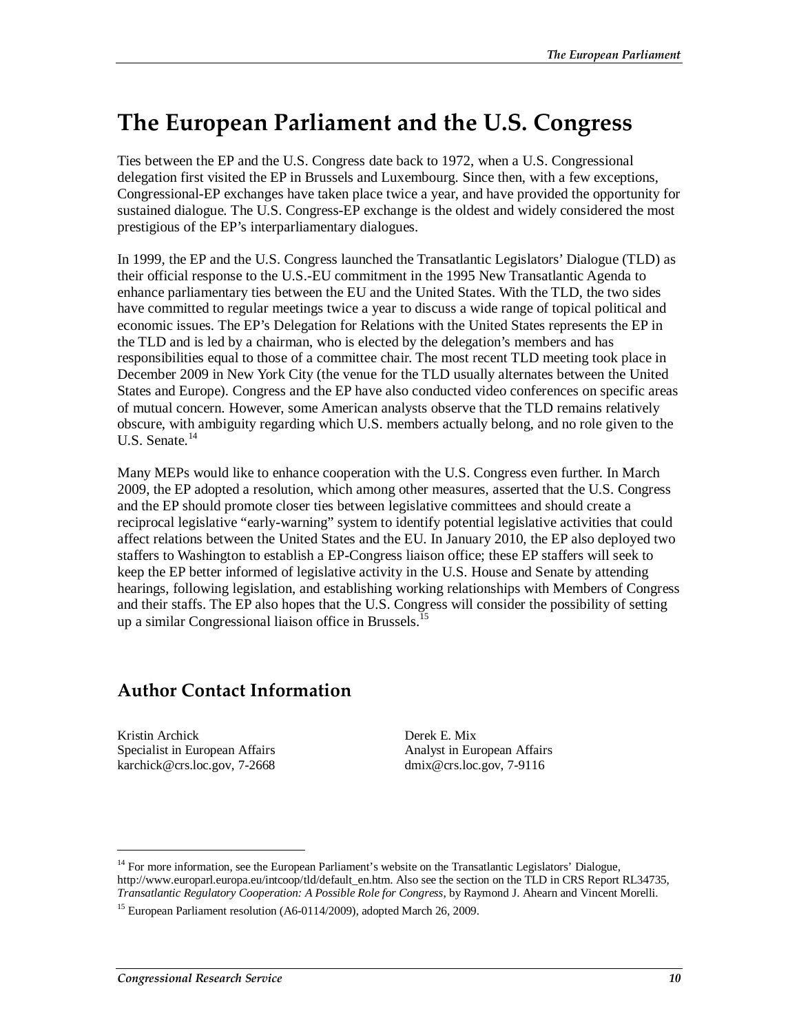# The European Parliament and the U.S. Congress

Ties between the EP and the U.S. Congress date back to 1972, when a U.S. Congressional delegation first visited the EP in Brussels and Luxembourg. Since then, with a few exceptions, Congressional-EP exchanges have taken place twice a year, and have provided the opportunity for sustained dialogue. The U.S. Congress-EP exchange is the oldest and widely considered the most prestigious of the EP's interparliamentary dialogues.

In 1999, the EP and the U.S. Congress launched the Transatlantic Legislators' Dialogue (TLD) as their official response to the U.S.-EU commitment in the 1995 New Transatlantic Agenda to enhance parliamentary ties between the EU and the United States. With the TLD, the two sides have committed to regular meetings twice a year to discuss a wide range of topical political and economic issues. The EP's Delegation for Relations with the United States represents the EP in the TLD and is led by a chairman, who is elected by the delegation's members and has responsibilities equal to those of a committee chair. The most recent TLD meeting took place in December 2009 in New York City (the venue for the TLD usually alternates between the United States and Europe). Congress and the EP have also conducted video conferences on specific areas of mutual concern. However, some American analysts observe that the TLD remains relatively obscure, with ambiguity regarding which U.S. members actually belong, and no role given to the U.S. Senate.[14]

Many MEPs would like to enhance cooperation with the U.S. Congress even further. In March 2009, the EP adopted a resolution, which among other measures, asserted that the U.S. Congress and the EP should promote closer ties between legislative committees and should create a reciprocal legislative "early-warning" system to identify potential legislative activities that could affect relations between the United States and the EU. In January 2010, the EP also deployed two staffers to Washington to establish a EP-Congress liaison office; these EP staffers will seek to keep the EP better informed of legislative activity in the U.S. House and Senate by attending hearings, following legislation, and establishing working relationships with Members of Congress and their staffs. The EP also hopes that the U.S. Congress will consider the possibility of setting up a similar Congressional liaison office in Brussels.[15]

## Author Contact Information

Kristin Archick
Specialist in European Affairs
karchick@crs.loc.gov, 7-2668

Derek E. Mix
Analyst in European Affairs
dmix@crs.loc.gov, 7-9116

---

[14] For more information, see the European Parliament's website on the Transatlantic Legislators' Dialogue, http://www.europarl.europa.eu/intcoop/tld/default_en.htm. Also see the section on the TLD in CRS Report RL34735, *Transatlantic Regulatory Cooperation: A Possible Role for Congress*, by Raymond J. Ahearn and Vincent Morelli.

[15] European Parliament resolution (A6-0114/2009), adopted March 26, 2009.